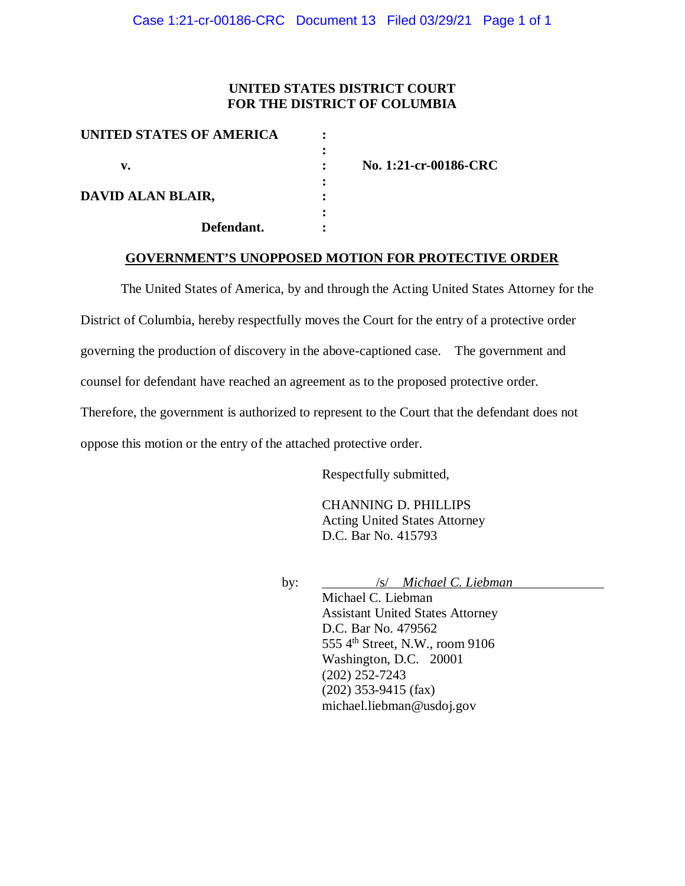**UNITED STATES DISTRICT COURT**
**FOR THE DISTRICT OF COLUMBIA**

| | | |
|---|---|---|
| **UNITED STATES OF AMERICA** | : | |
| | : | |
| **v.** | : | **No. 1:21-cr-00186-CRC** |
| | : | |
| **DAVID ALAN BLAIR,** | : | |
| | : | |
| **Defendant.** | : | |

**GOVERNMENT'S UNOPPOSED MOTION FOR PROTECTIVE ORDER**

The United States of America, by and through the Acting United States Attorney for the District of Columbia, hereby respectfully moves the Court for the entry of a protective order governing the production of discovery in the above-captioned case. The government and counsel for defendant have reached an agreement as to the proposed protective order. Therefore, the government is authorized to represent to the Court that the defendant does not oppose this motion or the entry of the attached protective order.

Respectfully submitted,

CHANNING D. PHILLIPS
Acting United States Attorney
D.C. Bar No. 415793

by: /s/ *Michael C. Liebman*
Michael C. Liebman
Assistant United States Attorney
D.C. Bar No. 479562
555 4th Street, N.W., room 9106
Washington, D.C. 20001
(202) 252-7243
(202) 353-9415 (fax)
michael.liebman@usdoj.gov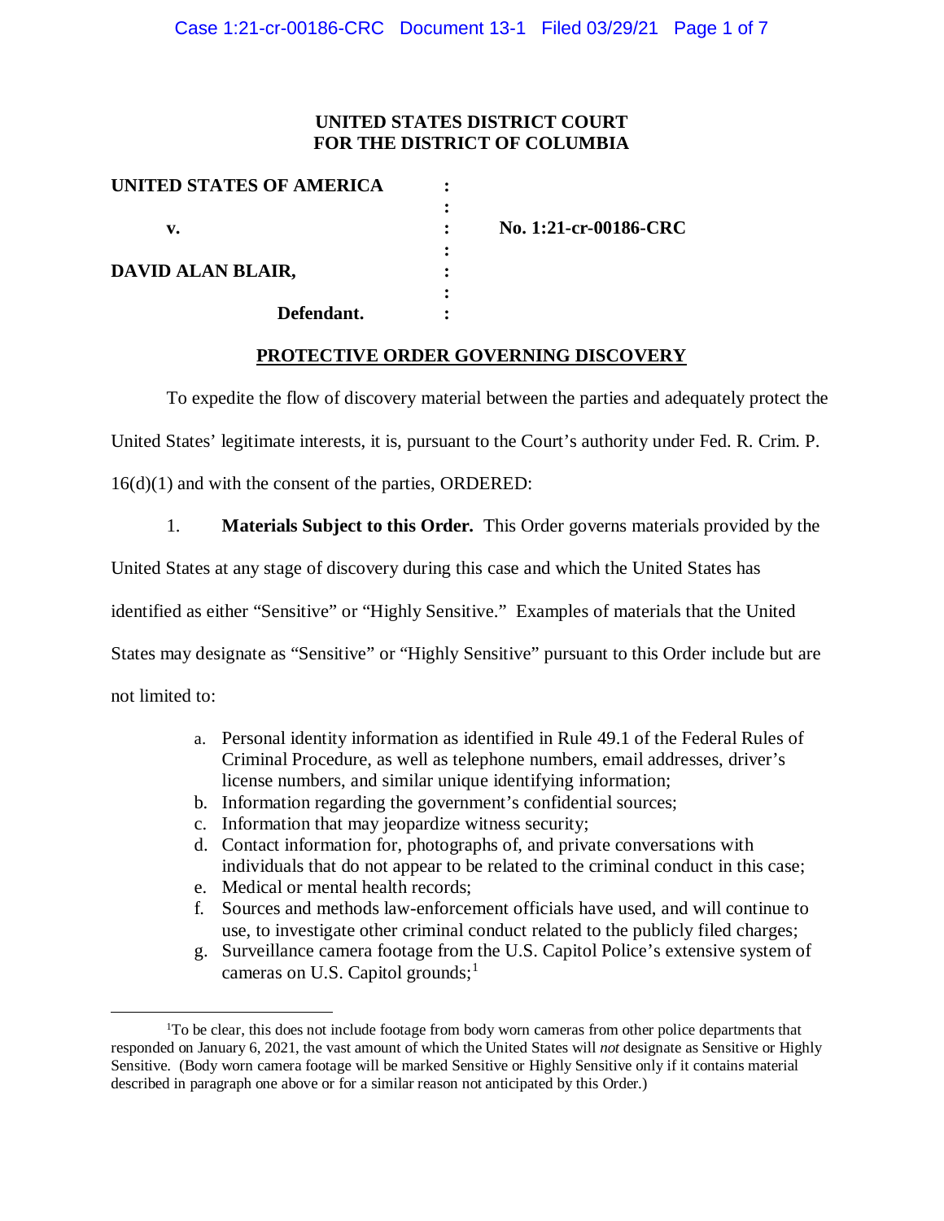**UNITED STATES DISTRICT COURT**
**FOR THE DISTRICT OF COLUMBIA**

| | | |
|---|---|---|
| **UNITED STATES OF AMERICA** | : | |
| | : | |
| **v.** | : | **No. 1:21-cr-00186-CRC** |
| | : | |
| **DAVID ALAN BLAIR,** | : | |
| | : | |
| **Defendant.** | : | |

## PROTECTIVE ORDER GOVERNING DISCOVERY

To expedite the flow of discovery material between the parties and adequately protect the United States' legitimate interests, it is, pursuant to the Court's authority under Fed. R. Crim. P. 16(d)(1) and with the consent of the parties, ORDERED:

1. **Materials Subject to this Order.** This Order governs materials provided by the United States at any stage of discovery during this case and which the United States has identified as either "Sensitive" or "Highly Sensitive." Examples of materials that the United States may designate as "Sensitive" or "Highly Sensitive" pursuant to this Order include but are not limited to:

   a. Personal identity information as identified in Rule 49.1 of the Federal Rules of Criminal Procedure, as well as telephone numbers, email addresses, driver's license numbers, and similar unique identifying information;
   b. Information regarding the government's confidential sources;
   c. Information that may jeopardize witness security;
   d. Contact information for, photographs of, and private conversations with individuals that do not appear to be related to the criminal conduct in this case;
   e. Medical or mental health records;
   f. Sources and methods law-enforcement officials have used, and will continue to use, to investigate other criminal conduct related to the publicly filed charges;
   g. Surveillance camera footage from the U.S. Capitol Police's extensive system of cameras on U.S. Capitol grounds;[1]

[1] To be clear, this does not include footage from body worn cameras from other police departments that responded on January 6, 2021, the vast amount of which the United States will *not* designate as Sensitive or Highly Sensitive. (Body worn camera footage will be marked Sensitive or Highly Sensitive only if it contains material described in paragraph one above or for a similar reason not anticipated by this Order.)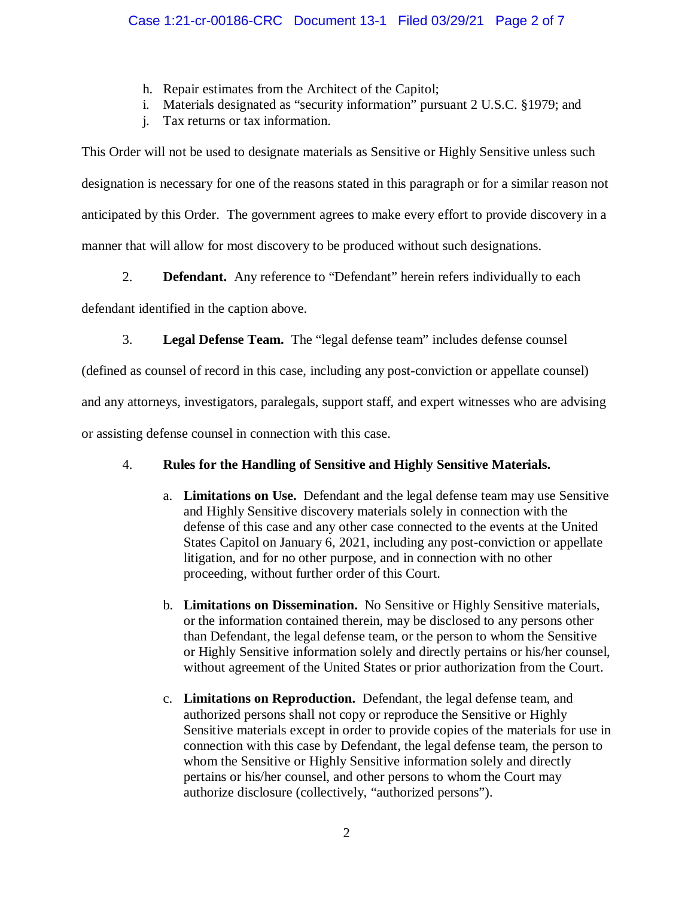h. Repair estimates from the Architect of the Capitol;
i. Materials designated as "security information" pursuant 2 U.S.C. §1979; and
j. Tax returns or tax information.

This Order will not be used to designate materials as Sensitive or Highly Sensitive unless such designation is necessary for one of the reasons stated in this paragraph or for a similar reason not anticipated by this Order. The government agrees to make every effort to provide discovery in a manner that will allow for most discovery to be produced without such designations.

2. **Defendant.** Any reference to "Defendant" herein refers individually to each defendant identified in the caption above.

3. **Legal Defense Team.** The "legal defense team" includes defense counsel (defined as counsel of record in this case, including any post-conviction or appellate counsel) and any attorneys, investigators, paralegals, support staff, and expert witnesses who are advising or assisting defense counsel in connection with this case.

4. **Rules for the Handling of Sensitive and Highly Sensitive Materials.**

   a. **Limitations on Use.** Defendant and the legal defense team may use Sensitive and Highly Sensitive discovery materials solely in connection with the defense of this case and any other case connected to the events at the United States Capitol on January 6, 2021, including any post-conviction or appellate litigation, and for no other purpose, and in connection with no other proceeding, without further order of this Court.

   b. **Limitations on Dissemination.** No Sensitive or Highly Sensitive materials, or the information contained therein, may be disclosed to any persons other than Defendant, the legal defense team, or the person to whom the Sensitive or Highly Sensitive information solely and directly pertains or his/her counsel, without agreement of the United States or prior authorization from the Court.

   c. **Limitations on Reproduction.** Defendant, the legal defense team, and authorized persons shall not copy or reproduce the Sensitive or Highly Sensitive materials except in order to provide copies of the materials for use in connection with this case by Defendant, the legal defense team, the person to whom the Sensitive or Highly Sensitive information solely and directly pertains or his/her counsel, and other persons to whom the Court may authorize disclosure (collectively, "authorized persons").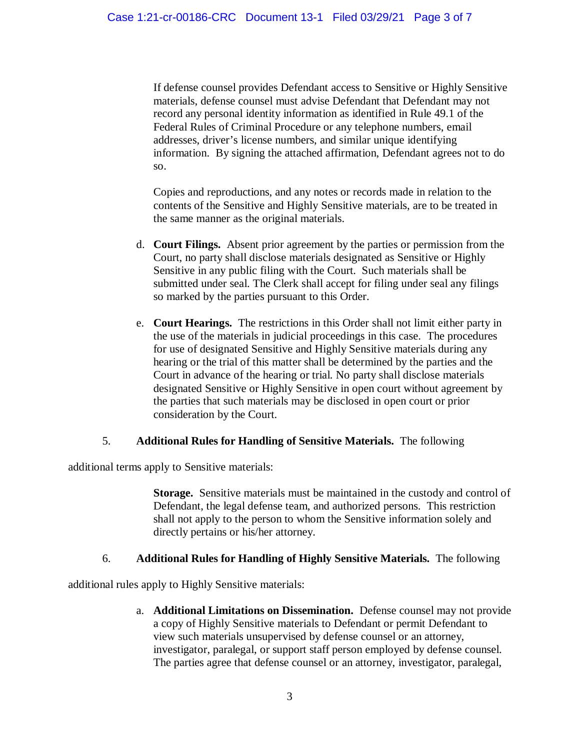If defense counsel provides Defendant access to Sensitive or Highly Sensitive materials, defense counsel must advise Defendant that Defendant may not record any personal identity information as identified in Rule 49.1 of the Federal Rules of Criminal Procedure or any telephone numbers, email addresses, driver's license numbers, and similar unique identifying information. By signing the attached affirmation, Defendant agrees not to do so.

Copies and reproductions, and any notes or records made in relation to the contents of the Sensitive and Highly Sensitive materials, are to be treated in the same manner as the original materials.

d. **Court Filings.** Absent prior agreement by the parties or permission from the Court, no party shall disclose materials designated as Sensitive or Highly Sensitive in any public filing with the Court. Such materials shall be submitted under seal. The Clerk shall accept for filing under seal any filings so marked by the parties pursuant to this Order.

e. **Court Hearings.** The restrictions in this Order shall not limit either party in the use of the materials in judicial proceedings in this case. The procedures for use of designated Sensitive and Highly Sensitive materials during any hearing or the trial of this matter shall be determined by the parties and the Court in advance of the hearing or trial. No party shall disclose materials designated Sensitive or Highly Sensitive in open court without agreement by the parties that such materials may be disclosed in open court or prior consideration by the Court.

5. **Additional Rules for Handling of Sensitive Materials.** The following additional terms apply to Sensitive materials:

**Storage.** Sensitive materials must be maintained in the custody and control of Defendant, the legal defense team, and authorized persons. This restriction shall not apply to the person to whom the Sensitive information solely and directly pertains or his/her attorney.

6. **Additional Rules for Handling of Highly Sensitive Materials.** The following additional rules apply to Highly Sensitive materials:

a. **Additional Limitations on Dissemination.** Defense counsel may not provide a copy of Highly Sensitive materials to Defendant or permit Defendant to view such materials unsupervised by defense counsel or an attorney, investigator, paralegal, or support staff person employed by defense counsel. The parties agree that defense counsel or an attorney, investigator, paralegal,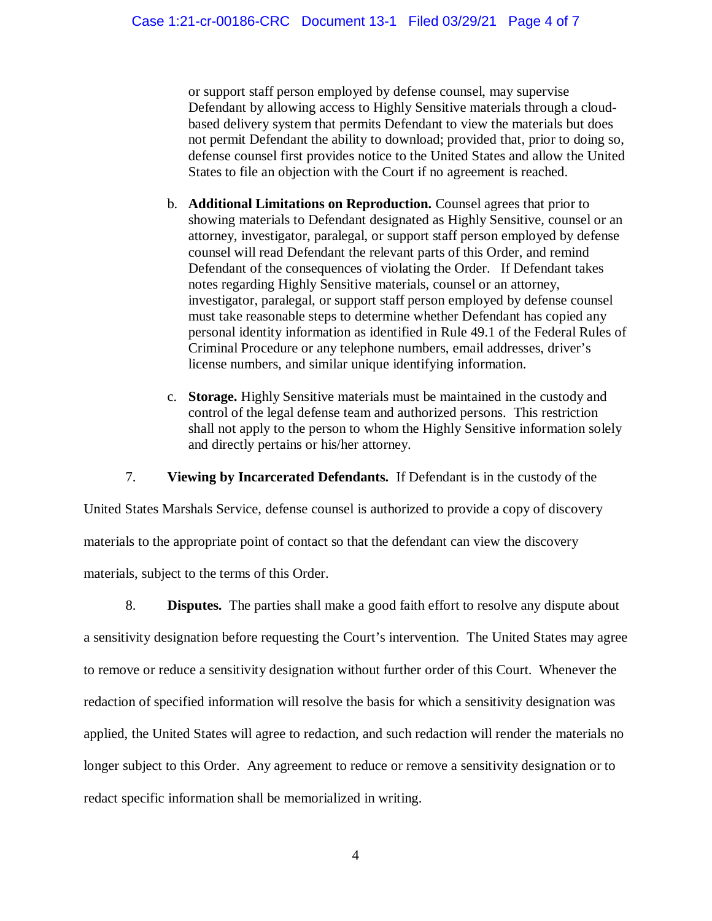or support staff person employed by defense counsel, may supervise Defendant by allowing access to Highly Sensitive materials through a cloud-based delivery system that permits Defendant to view the materials but does not permit Defendant the ability to download; provided that, prior to doing so, defense counsel first provides notice to the United States and allow the United States to file an objection with the Court if no agreement is reached.

b. **Additional Limitations on Reproduction.** Counsel agrees that prior to showing materials to Defendant designated as Highly Sensitive, counsel or an attorney, investigator, paralegal, or support staff person employed by defense counsel will read Defendant the relevant parts of this Order, and remind Defendant of the consequences of violating the Order. If Defendant takes notes regarding Highly Sensitive materials, counsel or an attorney, investigator, paralegal, or support staff person employed by defense counsel must take reasonable steps to determine whether Defendant has copied any personal identity information as identified in Rule 49.1 of the Federal Rules of Criminal Procedure or any telephone numbers, email addresses, driver's license numbers, and similar unique identifying information.

c. **Storage.** Highly Sensitive materials must be maintained in the custody and control of the legal defense team and authorized persons. This restriction shall not apply to the person to whom the Highly Sensitive information solely and directly pertains or his/her attorney.

7. **Viewing by Incarcerated Defendants.** If Defendant is in the custody of the United States Marshals Service, defense counsel is authorized to provide a copy of discovery materials to the appropriate point of contact so that the defendant can view the discovery materials, subject to the terms of this Order.

8. **Disputes.** The parties shall make a good faith effort to resolve any dispute about a sensitivity designation before requesting the Court's intervention. The United States may agree to remove or reduce a sensitivity designation without further order of this Court. Whenever the redaction of specified information will resolve the basis for which a sensitivity designation was applied, the United States will agree to redaction, and such redaction will render the materials no longer subject to this Order. Any agreement to reduce or remove a sensitivity designation or to redact specific information shall be memorialized in writing.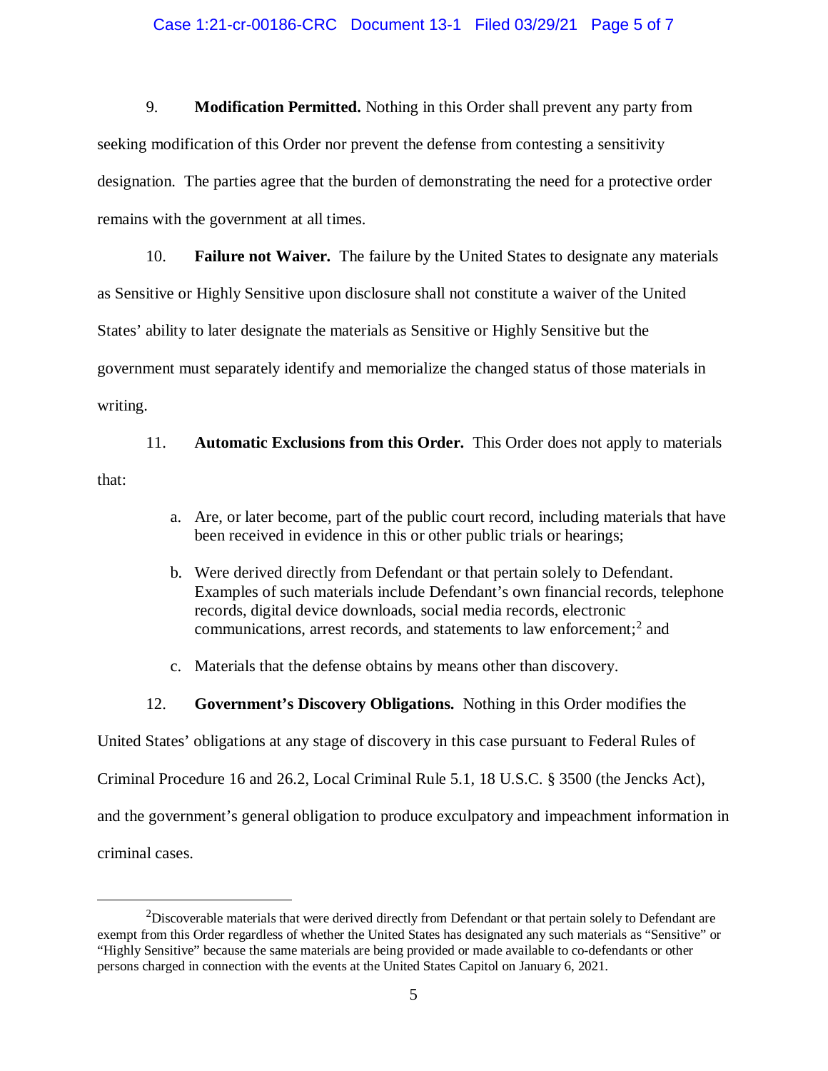9. **Modification Permitted.** Nothing in this Order shall prevent any party from seeking modification of this Order nor prevent the defense from contesting a sensitivity designation. The parties agree that the burden of demonstrating the need for a protective order remains with the government at all times.

10. **Failure not Waiver.** The failure by the United States to designate any materials as Sensitive or Highly Sensitive upon disclosure shall not constitute a waiver of the United States' ability to later designate the materials as Sensitive or Highly Sensitive but the government must separately identify and memorialize the changed status of those materials in writing.

11. **Automatic Exclusions from this Order.** This Order does not apply to materials that:

   a. Are, or later become, part of the public court record, including materials that have been received in evidence in this or other public trials or hearings;

   b. Were derived directly from Defendant or that pertain solely to Defendant. Examples of such materials include Defendant's own financial records, telephone records, digital device downloads, social media records, electronic communications, arrest records, and statements to law enforcement;[2] and

   c. Materials that the defense obtains by means other than discovery.

12. **Government's Discovery Obligations.** Nothing in this Order modifies the United States' obligations at any stage of discovery in this case pursuant to Federal Rules of Criminal Procedure 16 and 26.2, Local Criminal Rule 5.1, 18 U.S.C. § 3500 (the Jencks Act), and the government's general obligation to produce exculpatory and impeachment information in criminal cases.

[2] Discoverable materials that were derived directly from Defendant or that pertain solely to Defendant are exempt from this Order regardless of whether the United States has designated any such materials as "Sensitive" or "Highly Sensitive" because the same materials are being provided or made available to co-defendants or other persons charged in connection with the events at the United States Capitol on January 6, 2021.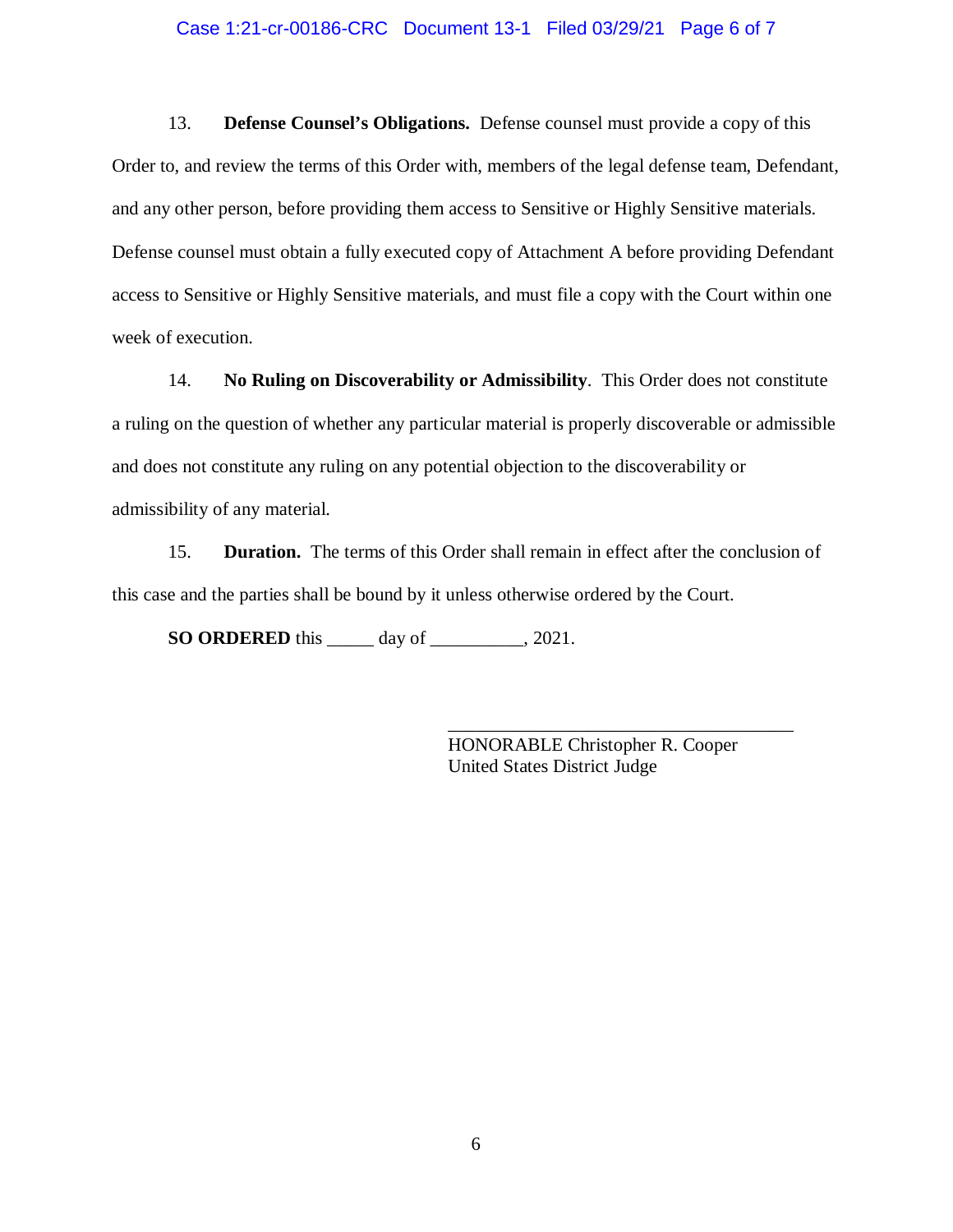13. **Defense Counsel's Obligations.** Defense counsel must provide a copy of this Order to, and review the terms of this Order with, members of the legal defense team, Defendant, and any other person, before providing them access to Sensitive or Highly Sensitive materials. Defense counsel must obtain a fully executed copy of Attachment A before providing Defendant access to Sensitive or Highly Sensitive materials, and must file a copy with the Court within one week of execution.

14. **No Ruling on Discoverability or Admissibility**. This Order does not constitute a ruling on the question of whether any particular material is properly discoverable or admissible and does not constitute any ruling on any potential objection to the discoverability or admissibility of any material.

15. **Duration.** The terms of this Order shall remain in effect after the conclusion of this case and the parties shall be bound by it unless otherwise ordered by the Court.

**SO ORDERED** this _____ day of __________, 2021.

____________________________________
HONORABLE Christopher R. Cooper
United States District Judge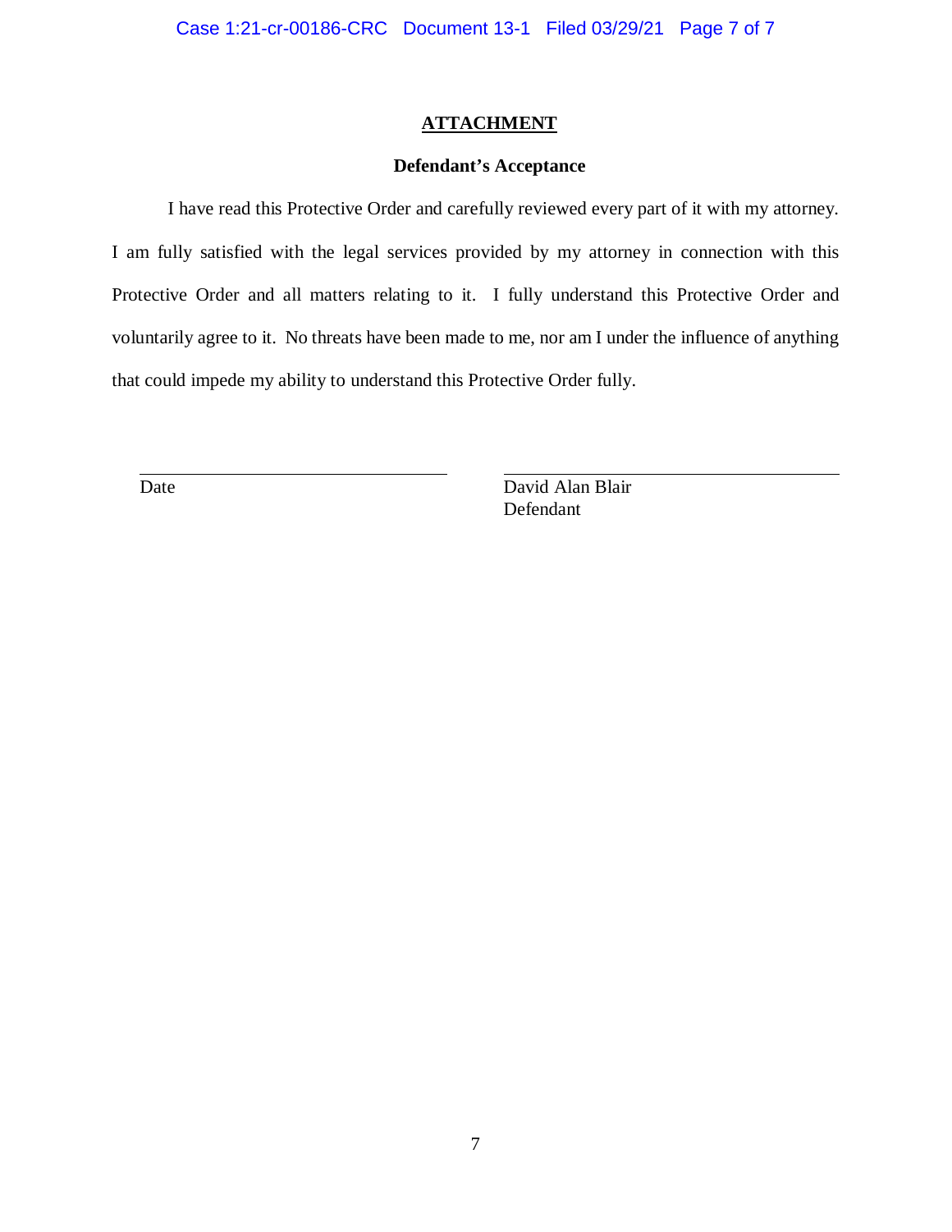## ATTACHMENT

### Defendant's Acceptance

I have read this Protective Order and carefully reviewed every part of it with my attorney. I am fully satisfied with the legal services provided by my attorney in connection with this Protective Order and all matters relating to it. I fully understand this Protective Order and voluntarily agree to it. No threats have been made to me, nor am I under the influence of anything that could impede my ability to understand this Protective Order fully.

\_\_\_\_\_\_\_\_\_\_\_\_\_\_\_\_\_\_\_\_\_\_\_\_\_\_\_\_\_\_
Date

\_\_\_\_\_\_\_\_\_\_\_\_\_\_\_\_\_\_\_\_\_\_\_\_\_\_\_\_\_\_
David Alan Blair
Defendant